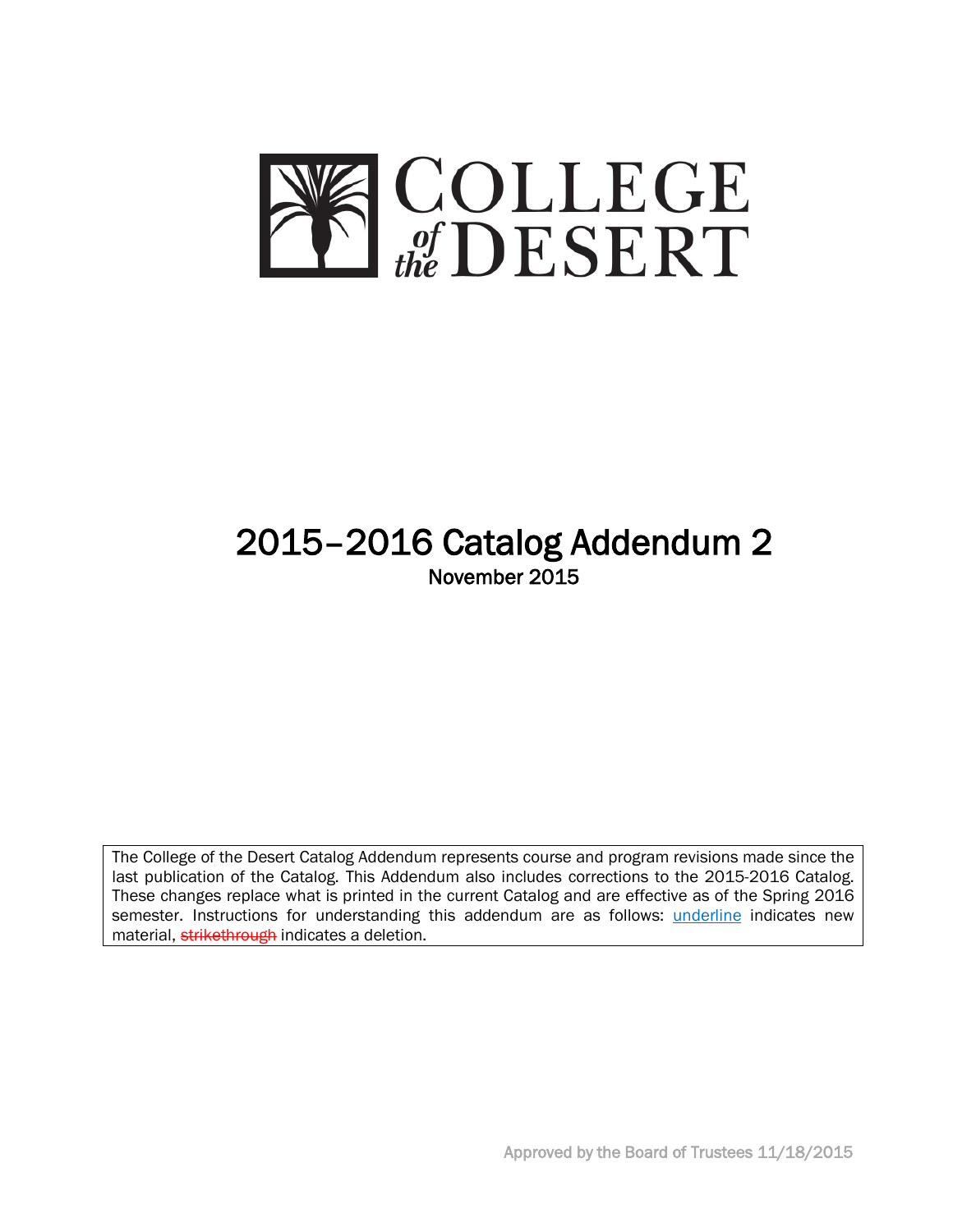# COLLEGE of the DESERT

# 2015–2016 Catalog Addendum 2

November 2015

The College of the Desert Catalog Addendum represents course and program revisions made since the last publication of the Catalog. This Addendum also includes corrections to the 2015-2016 Catalog. These changes replace what is printed in the current Catalog and are effective as of the Spring 2016 semester. Instructions for understanding this addendum are as follows: underline indicates new material, ~~strikethrough~~ indicates a deletion.

Approved by the Board of Trustees 11/18/2015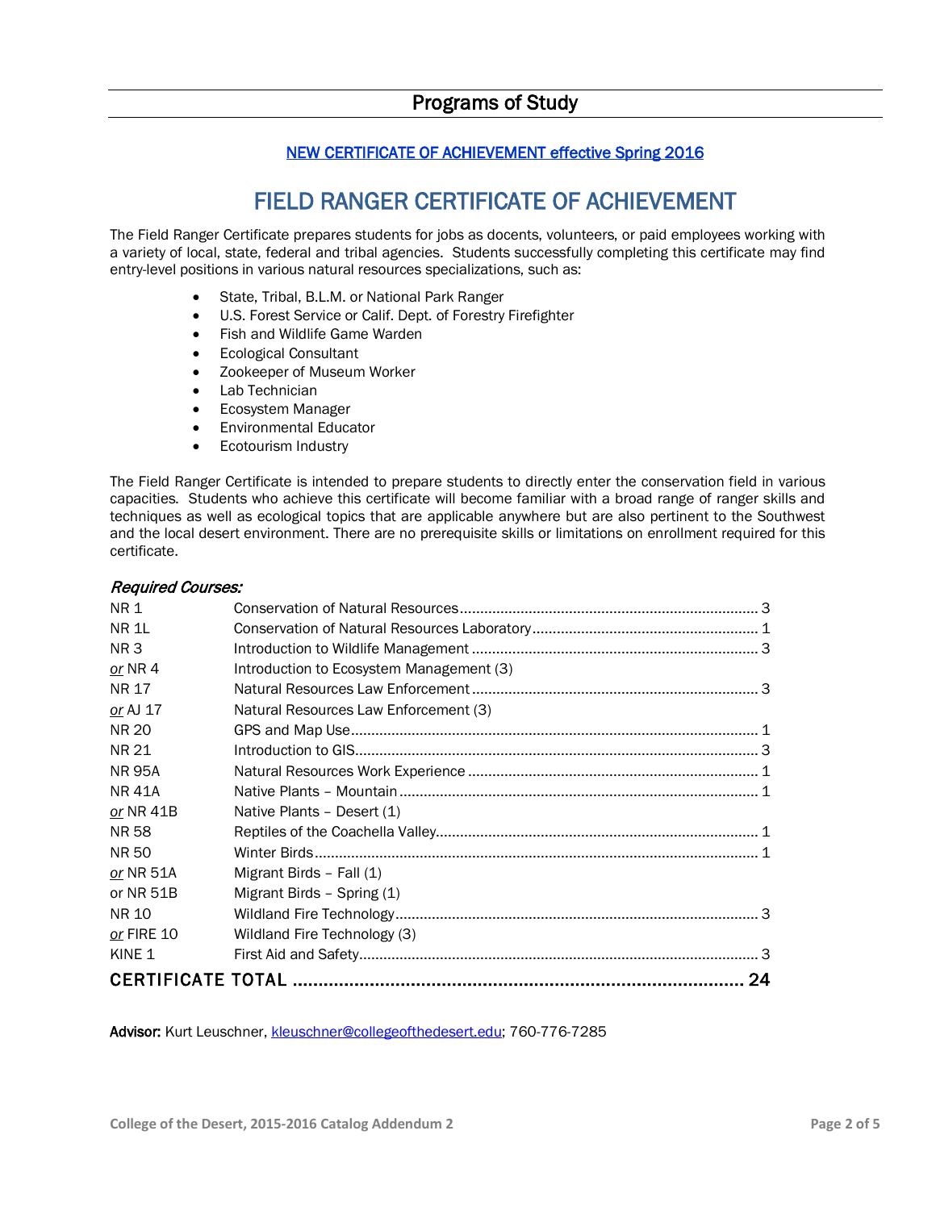## Programs of Study

[NEW CERTIFICATE OF ACHIEVEMENT effective Spring 2016]

# FIELD RANGER CERTIFICATE OF ACHIEVEMENT

The Field Ranger Certificate prepares students for jobs as docents, volunteers, or paid employees working with a variety of local, state, federal and tribal agencies. Students successfully completing this certificate may find entry-level positions in various natural resources specializations, such as:

- State, Tribal, B.L.M. or National Park Ranger
- U.S. Forest Service or Calif. Dept. of Forestry Firefighter
- Fish and Wildlife Game Warden
- Ecological Consultant
- Zookeeper of Museum Worker
- Lab Technician
- Ecosystem Manager
- Environmental Educator
- Ecotourism Industry

The Field Ranger Certificate is intended to prepare students to directly enter the conservation field in various capacities. Students who achieve this certificate will become familiar with a broad range of ranger skills and techniques as well as ecological topics that are applicable anywhere but are also pertinent to the Southwest and the local desert environment. There are no prerequisite skills or limitations on enrollment required for this certificate.

### *Required Courses:*

| Course | Title | Units |
|---|---|---|
| NR 1 | Conservation of Natural Resources | 3 |
| NR 1L | Conservation of Natural Resources Laboratory | 1 |
| NR 3 | Introduction to Wildlife Management | 3 |
| *or* NR 4 | Introduction to Ecosystem Management (3) | |
| NR 17 | Natural Resources Law Enforcement | 3 |
| *or* AJ 17 | Natural Resources Law Enforcement (3) | |
| NR 20 | GPS and Map Use | 1 |
| NR 21 | Introduction to GIS | 3 |
| NR 95A | Natural Resources Work Experience | 1 |
| NR 41A | Native Plants – Mountain | 1 |
| *or* NR 41B | Native Plants – Desert (1) | |
| NR 58 | Reptiles of the Coachella Valley | 1 |
| NR 50 | Winter Birds | 1 |
| *or* NR 51A | Migrant Birds – Fall (1) | |
| or NR 51B | Migrant Birds – Spring (1) | |
| NR 10 | Wildland Fire Technology | 3 |
| *or* FIRE 10 | Wildland Fire Technology (3) | |
| KINE 1 | First Aid and Safety | 3 |
| **CERTIFICATE TOTAL** | | **24** |

**Advisor:** Kurt Leuschner, kleuschner@collegeofthedesert.edu; 760-776-7285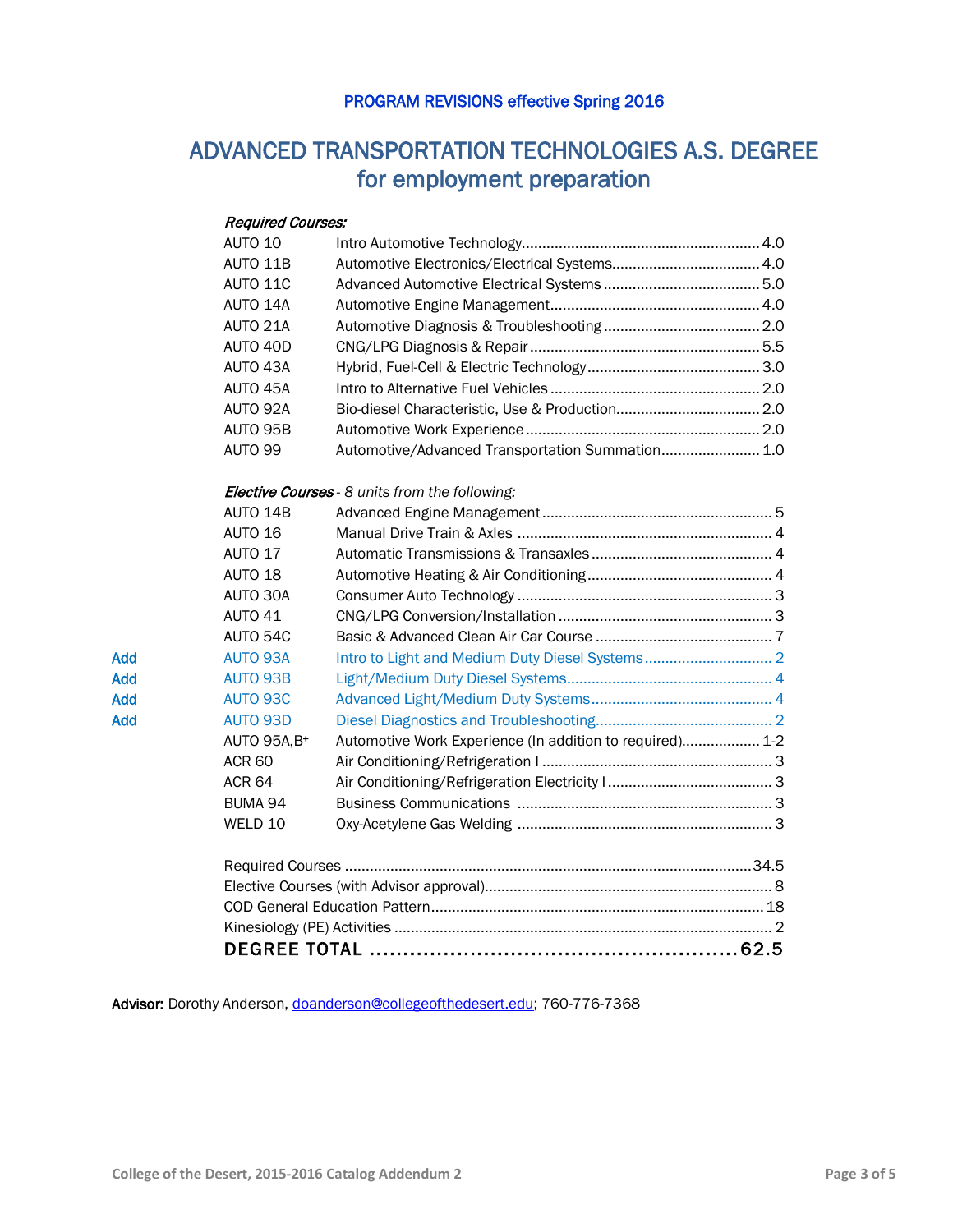PROGRAM REVISIONS effective Spring 2016

# ADVANCED TRANSPORTATION TECHNOLOGIES A.S. DEGREE for employment preparation

***Required Courses:***

| | | |
|---|---|---|
| AUTO 10 | Intro Automotive Technology | 4.0 |
| AUTO 11B | Automotive Electronics/Electrical Systems | 4.0 |
| AUTO 11C | Advanced Automotive Electrical Systems | 5.0 |
| AUTO 14A | Automotive Engine Management | 4.0 |
| AUTO 21A | Automotive Diagnosis & Troubleshooting | 2.0 |
| AUTO 40D | CNG/LPG Diagnosis & Repair | 5.5 |
| AUTO 43A | Hybrid, Fuel-Cell & Electric Technology | 3.0 |
| AUTO 45A | Intro to Alternative Fuel Vehicles | 2.0 |
| AUTO 92A | Bio-diesel Characteristic, Use & Production | 2.0 |
| AUTO 95B | Automotive Work Experience | 2.0 |
| AUTO 99 | Automotive/Advanced Transportation Summation | 1.0 |

***Elective Courses*** *- 8 units from the following:*

| | | | |
|---|---|---|---|
| | AUTO 14B | Advanced Engine Management | 5 |
| | AUTO 16 | Manual Drive Train & Axles | 4 |
| | AUTO 17 | Automatic Transmissions & Transaxles | 4 |
| | AUTO 18 | Automotive Heating & Air Conditioning | 4 |
| | AUTO 30A | Consumer Auto Technology | 3 |
| | AUTO 41 | CNG/LPG Conversion/Installation | 3 |
| | AUTO 54C | Basic & Advanced Clean Air Car Course | 7 |
| Add | AUTO 93A | Intro to Light and Medium Duty Diesel Systems | 2 |
| Add | AUTO 93B | Light/Medium Duty Diesel Systems | 4 |
| Add | AUTO 93C | Advanced Light/Medium Duty Systems | 4 |
| Add | AUTO 93D | Diesel Diagnostics and Troubleshooting | 2 |
| | AUTO 95A,B+ | Automotive Work Experience (In addition to required) | 1-2 |
| | ACR 60 | Air Conditioning/Refrigeration I | 3 |
| | ACR 64 | Air Conditioning/Refrigeration Electricity I | 3 |
| | BUMA 94 | Business Communications | 3 |
| | WELD 10 | Oxy-Acetylene Gas Welding | 3 |

| | |
|---|---|
| Required Courses | 34.5 |
| Elective Courses (with Advisor approval) | 8 |
| COD General Education Pattern | 18 |
| Kinesiology (PE) Activities | 2 |
| **DEGREE TOTAL** | **62.5** |

**Advisor:** Dorothy Anderson, doanderson@collegeofthedesert.edu; 760-776-7368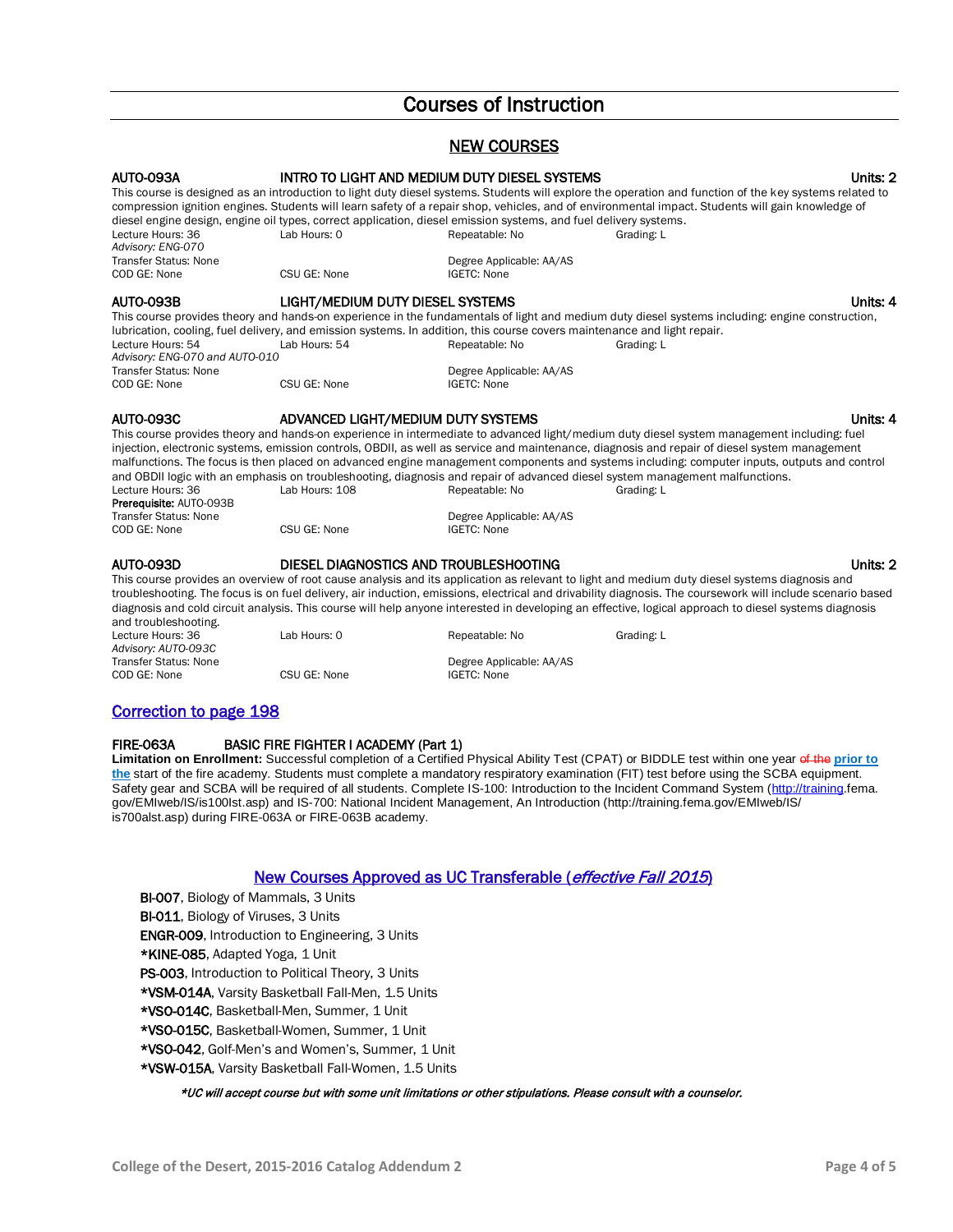# Courses of Instruction

## NEW COURSES

**AUTO-093A** **INTRO TO LIGHT AND MEDIUM DUTY DIESEL SYSTEMS** **Units: 2**

This course is designed as an introduction to light duty diesel systems. Students will explore the operation and function of the key systems related to compression ignition engines. Students will learn safety of a repair shop, vehicles, and of environmental impact. Students will gain knowledge of diesel engine design, engine oil types, correct application, diesel emission systems, and fuel delivery systems.

Lecture Hours: 36 Lab Hours: 0 Repeatable: No Grading: L
*Advisory: ENG-070*
Transfer Status: None Degree Applicable: AA/AS
COD GE: None CSU GE: None IGETC: None

**AUTO-093B** **LIGHT/MEDIUM DUTY DIESEL SYSTEMS** **Units: 4**

This course provides theory and hands-on experience in the fundamentals of light and medium duty diesel systems including: engine construction, lubrication, cooling, fuel delivery, and emission systems. In addition, this course covers maintenance and light repair.

Lecture Hours: 54 Lab Hours: 54 Repeatable: No Grading: L
*Advisory: ENG-070 and AUTO-010*
Transfer Status: None Degree Applicable: AA/AS
COD GE: None CSU GE: None IGETC: None

**AUTO-093C** **ADVANCED LIGHT/MEDIUM DUTY SYSTEMS** **Units: 4**

This course provides theory and hands-on experience in intermediate to advanced light/medium duty diesel system management including: fuel injection, electronic systems, emission controls, OBDII, as well as service and maintenance, diagnosis and repair of diesel system management malfunctions. The focus is then placed on advanced engine management components and systems including: computer inputs, outputs and control and OBDII logic with an emphasis on troubleshooting, diagnosis and repair of advanced diesel system management malfunctions.

Lecture Hours: 36 Lab Hours: 108 Repeatable: No Grading: L
**Prerequisite:** AUTO-093B
Transfer Status: None Degree Applicable: AA/AS
COD GE: None CSU GE: None IGETC: None

**AUTO-093D** **DIESEL DIAGNOSTICS AND TROUBLESHOOTING** **Units: 2**

This course provides an overview of root cause analysis and its application as relevant to light and medium duty diesel systems diagnosis and troubleshooting. The focus is on fuel delivery, air induction, emissions, electrical and drivability diagnosis. The coursework will include scenario based diagnosis and cold circuit analysis. This course will help anyone interested in developing an effective, logical approach to diesel systems diagnosis and troubleshooting.

Lecture Hours: 36 Lab Hours: 0 Repeatable: No Grading: L
*Advisory: AUTO-093C*
Transfer Status: None Degree Applicable: AA/AS
COD GE: None CSU GE: None IGETC: None

## Correction to page 198

**FIRE-063A** **BASIC FIRE FIGHTER I ACADEMY (Part 1)**

**Limitation on Enrollment:** Successful completion of a Certified Physical Ability Test (CPAT) or BIDDLE test within one year ~~of the~~ **prior to the** start of the fire academy. Students must complete a mandatory respiratory examination (FIT) test before using the SCBA equipment. Safety gear and SCBA will be required of all students. Complete IS-100: Introduction to the Incident Command System (http://training.fema.gov/EMIweb/IS/is100lst.asp) and IS-700: National Incident Management, An Introduction (http://training.fema.gov/EMIweb/IS/is700alst.asp) during FIRE-063A or FIRE-063B academy.

## New Courses Approved as UC Transferable (*effective Fall 2015*)

**BI-007**, Biology of Mammals, 3 Units
**BI-011**, Biology of Viruses, 3 Units
**ENGR-009**, Introduction to Engineering, 3 Units
**\*KINE-085**, Adapted Yoga, 1 Unit
**PS-003**, Introduction to Political Theory, 3 Units
**\*VSM-014A**, Varsity Basketball Fall-Men, 1.5 Units
**\*VSO-014C**, Basketball-Men, Summer, 1 Unit
**\*VSO-015C**, Basketball-Women, Summer, 1 Unit
**\*VSO-042**, Golf-Men's and Women's, Summer, 1 Unit
**\*VSW-015A**, Varsity Basketball Fall-Women, 1.5 Units

***UC will accept course but with some unit limitations or other stipulations. Please consult with a counselor.***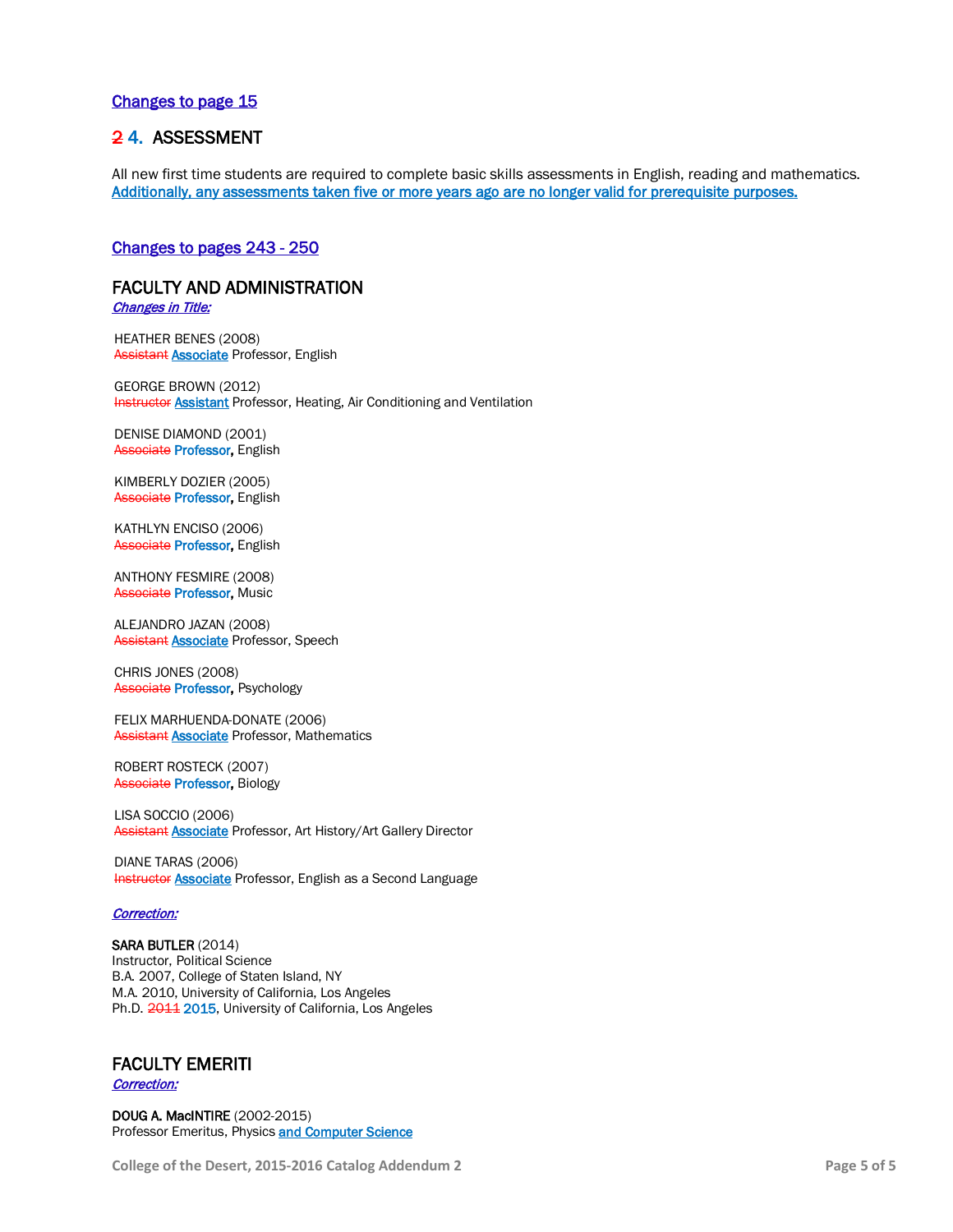Changes to page 15

## ~~2~~ 4. ASSESSMENT

All new first time students are required to complete basic skills assessments in English, reading and mathematics. Additionally, any assessments taken five or more years ago are no longer valid for prerequisite purposes.

Changes to pages 243 - 250

## FACULTY AND ADMINISTRATION

***Changes in Title:***

HEATHER BENES (2008)
~~Assistant~~ Associate Professor, English

GEORGE BROWN (2012)
~~Instructor~~ Assistant Professor, Heating, Air Conditioning and Ventilation

DENISE DIAMOND (2001)
~~Associate~~ Professor, English

KIMBERLY DOZIER (2005)
~~Associate~~ Professor, English

KATHLYN ENCISO (2006)
~~Associate~~ Professor, English

ANTHONY FESMIRE (2008)
~~Associate~~ Professor, Music

ALEJANDRO JAZAN (2008)
~~Assistant~~ Associate Professor, Speech

CHRIS JONES (2008)
~~Associate~~ Professor, Psychology

FELIX MARHUENDA-DONATE (2006)
~~Assistant~~ Associate Professor, Mathematics

ROBERT ROSTECK (2007)
~~Associate~~ Professor, Biology

LISA SOCCIO (2006)
~~Assistant~~ Associate Professor, Art History/Art Gallery Director

DIANE TARAS (2006)
~~Instructor~~ Associate Professor, English as a Second Language

***Correction:***

SARA BUTLER (2014)
Instructor, Political Science
B.A. 2007, College of Staten Island, NY
M.A. 2010, University of California, Los Angeles
Ph.D. ~~2011~~ 2015, University of California, Los Angeles

## FACULTY EMERITI

***Correction:***

DOUG A. MacINTIRE (2002-2015)
Professor Emeritus, Physics and Computer Science